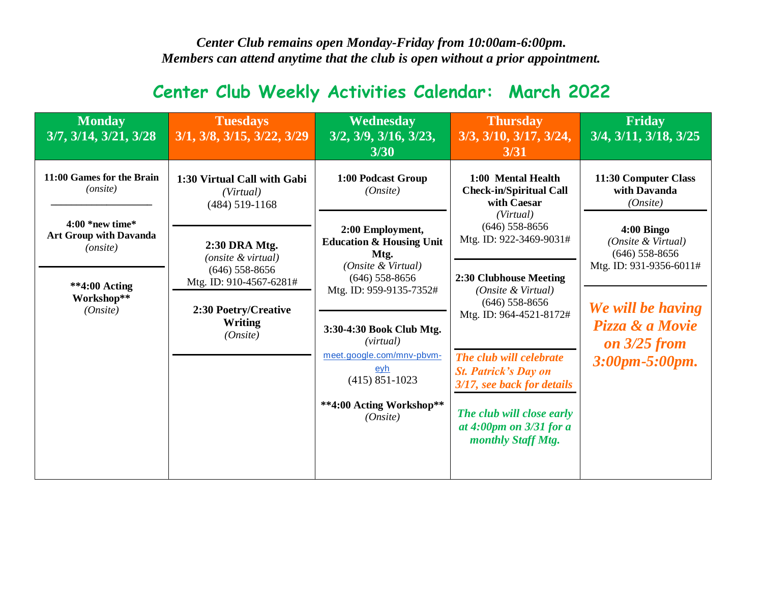*Center Club remains open Monday-Friday from 10:00am-6:00pm.*
*Members can attend anytime that the club is open without a prior appointment.*

## Center Club Weekly Activities Calendar: March 2022

| Monday 3/7, 3/14, 3/21, 3/28 | Tuesdays 3/1, 3/8, 3/15, 3/22, 3/29 | Wednesday 3/2, 3/9, 3/16, 3/23, 3/30 | Thursday 3/3, 3/10, 3/17, 3/24, 3/31 | Friday 3/4, 3/11, 3/18, 3/25 |
|---|---|---|---|---|
| **11:00 Games for the Brain** *(onsite)* | **1:30 Virtual Call with Gabi** *(Virtual)* (484) 519-1168 | **1:00 Podcast Group** *(Onsite)* | **1:00 Mental Health Check-in/Spiritual Call with Caesar** *(Virtual)* (646) 558-8656 Mtg. ID: 922-3469-9031# | **11:30 Computer Class with Davanda** *(Onsite)* |
| **4:00 *new time* Art Group with Davanda** *(onsite)* | **2:30 DRA Mtg.** *(onsite & virtual)* (646) 558-8656 Mtg. ID: 910-4567-6281# | **2:00 Employment, Education & Housing Unit Mtg.** *(Onsite & Virtual)* (646) 558-8656 Mtg. ID: 959-9135-7352# | **2:30 Clubhouse Meeting** *(Onsite & Virtual)* (646) 558-8656 Mtg. ID: 964-4521-8172# | **4:00 Bingo** *(Onsite & Virtual)* (646) 558-8656 Mtg. ID: 931-9356-6011# |
| **\*\*4:00 Acting Workshop\*\*** *(Onsite)* | **2:30 Poetry/Creative Writing** *(Onsite)* | **3:30-4:30 Book Club Mtg.** *(virtual)* meet.google.com/mnv-pbvm-eyh (415) 851-1023 **\*\*4:00 Acting Workshop\*\*** *(Onsite)* | *The club will celebrate St. Patrick's Day on 3/17, see back for details* | ***We will be having Pizza & a Movie on 3/25 from 3:00pm-5:00pm.*** |
| | | | *The club will close early at 4:00pm on 3/31 for a monthly Staff Mtg.* | |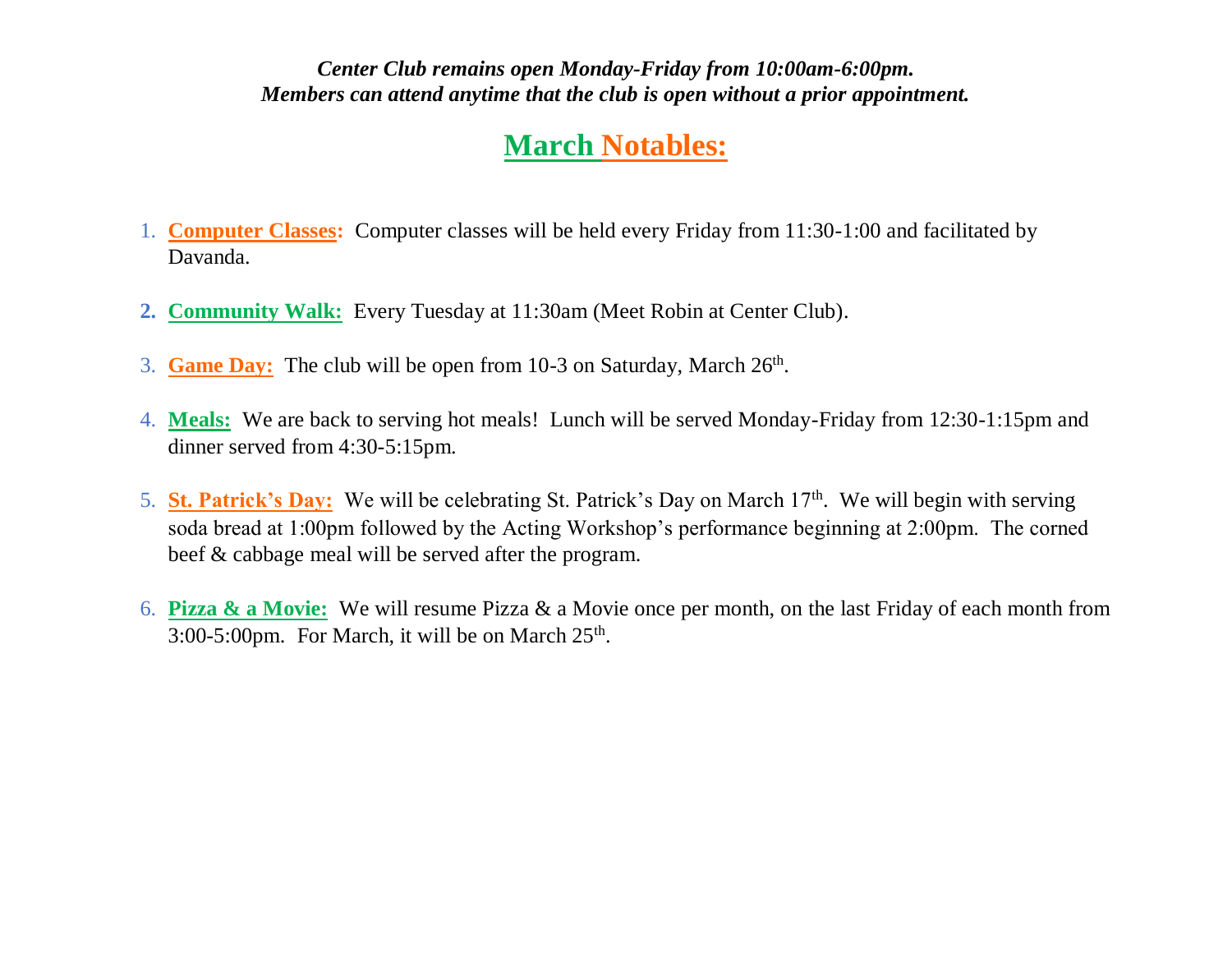***Center Club remains open Monday-Friday from 10:00am-6:00pm.***
***Members can attend anytime that the club is open without a prior appointment.***

## March Notables:

1. **Computer Classes:** Computer classes will be held every Friday from 11:30-1:00 and facilitated by Davanda.

2. **Community Walk:** Every Tuesday at 11:30am (Meet Robin at Center Club).

3. **Game Day:** The club will be open from 10-3 on Saturday, March 26th.

4. **Meals:** We are back to serving hot meals! Lunch will be served Monday-Friday from 12:30-1:15pm and dinner served from 4:30-5:15pm.

5. **St. Patrick's Day:** We will be celebrating St. Patrick's Day on March 17th. We will begin with serving soda bread at 1:00pm followed by the Acting Workshop's performance beginning at 2:00pm. The corned beef & cabbage meal will be served after the program.

6. **Pizza & a Movie:** We will resume Pizza & a Movie once per month, on the last Friday of each month from 3:00-5:00pm. For March, it will be on March 25th.